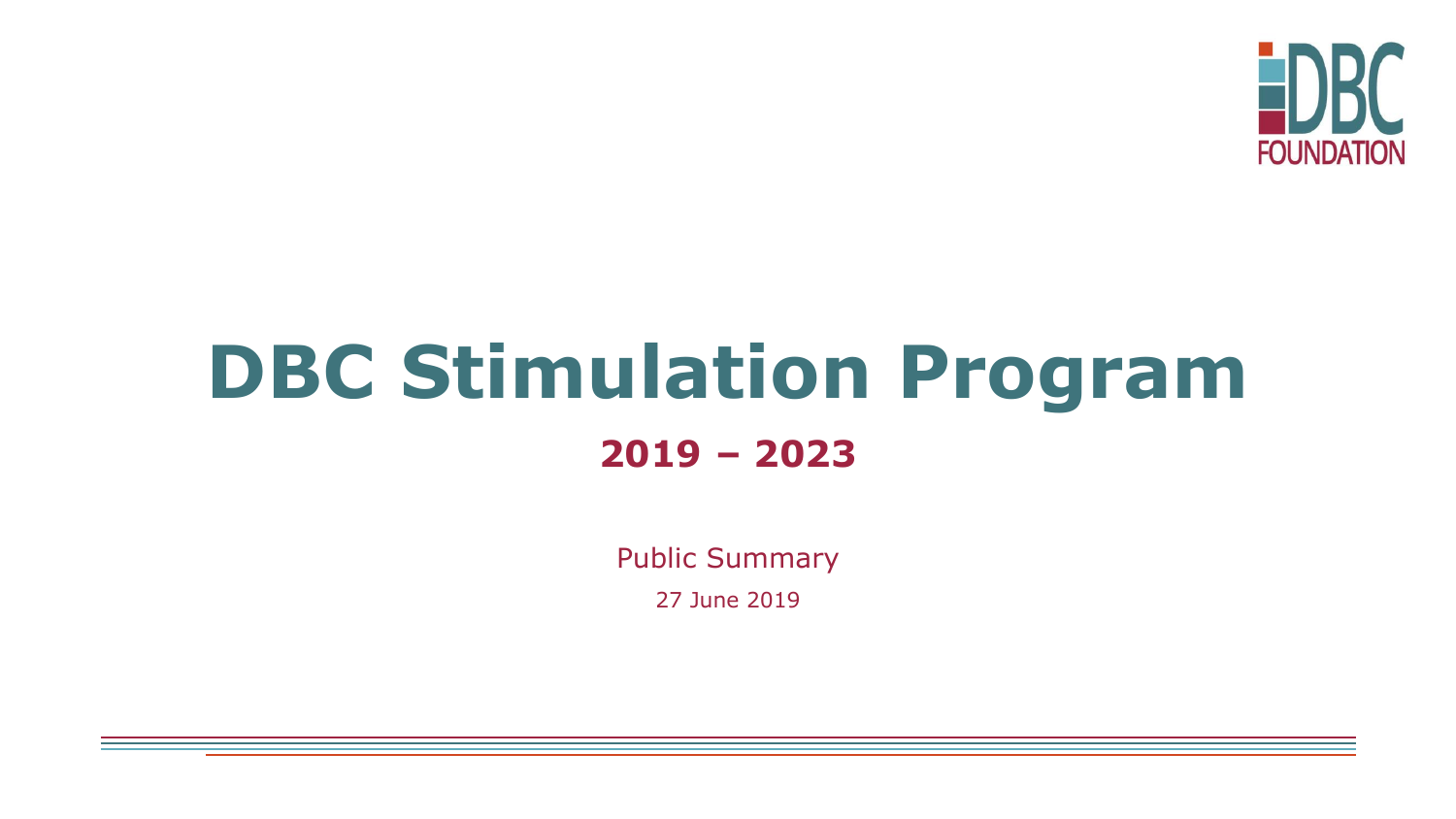# DBC Stimulation Program

## 2019 – 2023

Public Summary

27 June 2019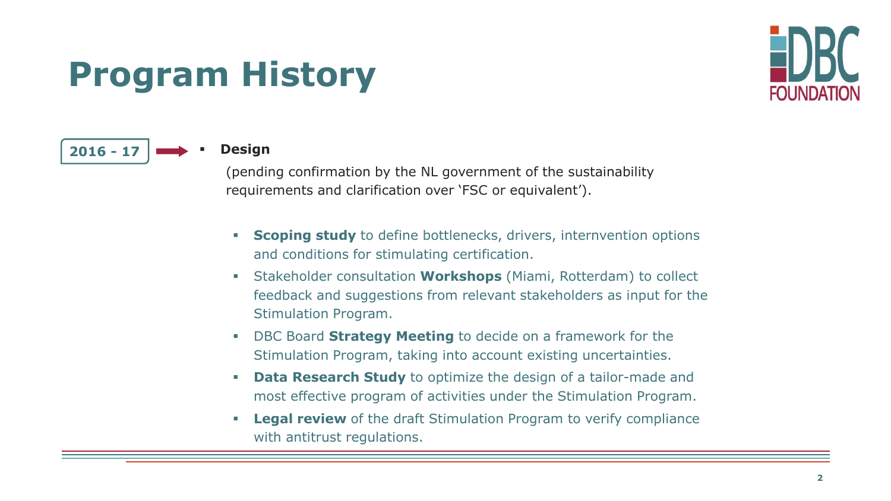# Program History

**2016 - 17** →

- **Design**

  (pending confirmation by the NL government of the sustainability requirements and clarification over 'FSC or equivalent').

  - **Scoping study** to define bottlenecks, drivers, internvention options and conditions for stimulating certification.
  - Stakeholder consultation **Workshops** (Miami, Rotterdam) to collect feedback and suggestions from relevant stakeholders as input for the Stimulation Program.
  - DBC Board **Strategy Meeting** to decide on a framework for the Stimulation Program, taking into account existing uncertainties.
  - **Data Research Study** to optimize the design of a tailor-made and most effective program of activities under the Stimulation Program.
  - **Legal review** of the draft Stimulation Program to verify compliance with antitrust regulations.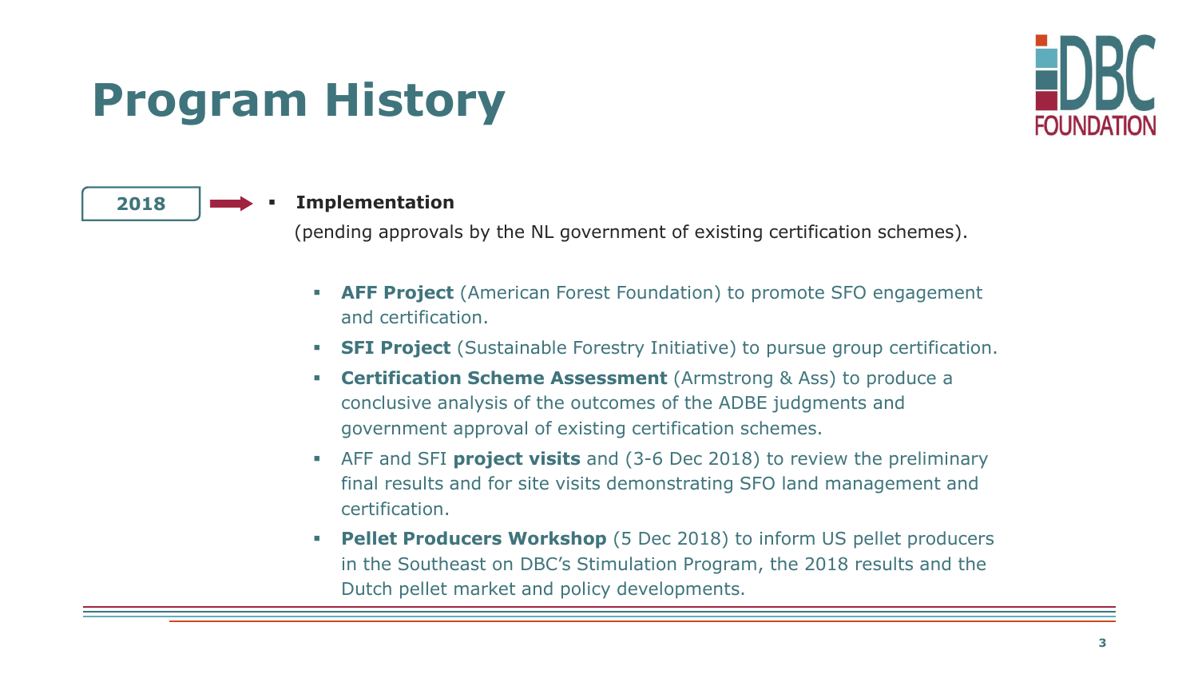# Program History

**2018**

- **Implementation**

  (pending approvals by the NL government of existing certification schemes).

  - **AFF Project** (American Forest Foundation) to promote SFO engagement and certification.
  - **SFI Project** (Sustainable Forestry Initiative) to pursue group certification.
  - **Certification Scheme Assessment** (Armstrong & Ass) to produce a conclusive analysis of the outcomes of the ADBE judgments and government approval of existing certification schemes.
  - AFF and SFI **project visits** and (3-6 Dec 2018) to review the preliminary final results and for site visits demonstrating SFO land management and certification.
  - **Pellet Producers Workshop** (5 Dec 2018) to inform US pellet producers in the Southeast on DBC's Stimulation Program, the 2018 results and the Dutch pellet market and policy developments.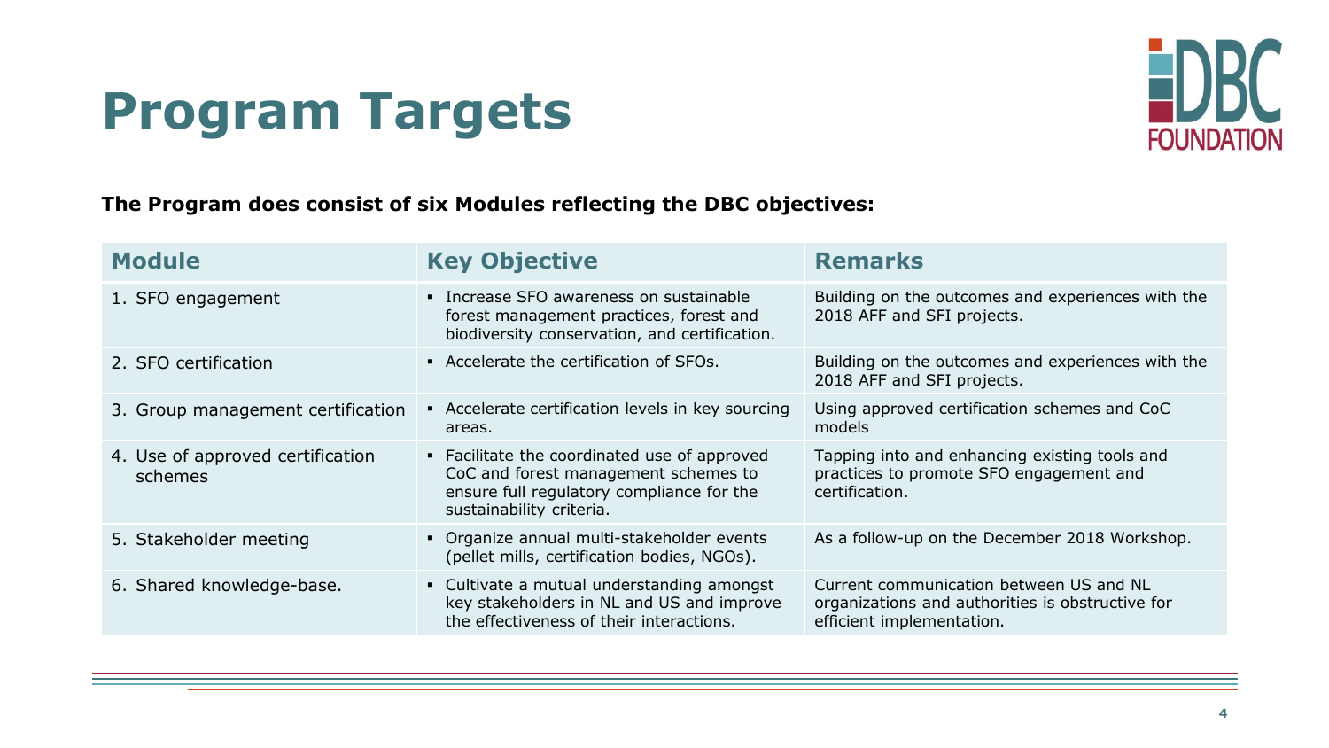# Program Targets

**The Program does consist of six Modules reflecting the DBC objectives:**

| Module | Key Objective | Remarks |
| --- | --- | --- |
| 1. SFO engagement | ▪ Increase SFO awareness on sustainable forest management practices, forest and biodiversity conservation, and certification. | Building on the outcomes and experiences with the 2018 AFF and SFI projects. |
| 2. SFO certification | ▪ Accelerate the certification of SFOs. | Building on the outcomes and experiences with the 2018 AFF and SFI projects. |
| 3. Group management certification | ▪ Accelerate certification levels in key sourcing areas. | Using approved certification schemes and CoC models |
| 4. Use of approved certification schemes | ▪ Facilitate the coordinated use of approved CoC and forest management schemes to ensure full regulatory compliance for the sustainability criteria. | Tapping into and enhancing existing tools and practices to promote SFO engagement and certification. |
| 5. Stakeholder meeting | ▪ Organize annual multi-stakeholder events (pellet mills, certification bodies, NGOs). | As a follow-up on the December 2018 Workshop. |
| 6. Shared knowledge-base. | ▪ Cultivate a mutual understanding amongst key stakeholders in NL and US and improve the effectiveness of their interactions. | Current communication between US and NL organizations and authorities is obstructive for efficient implementation. |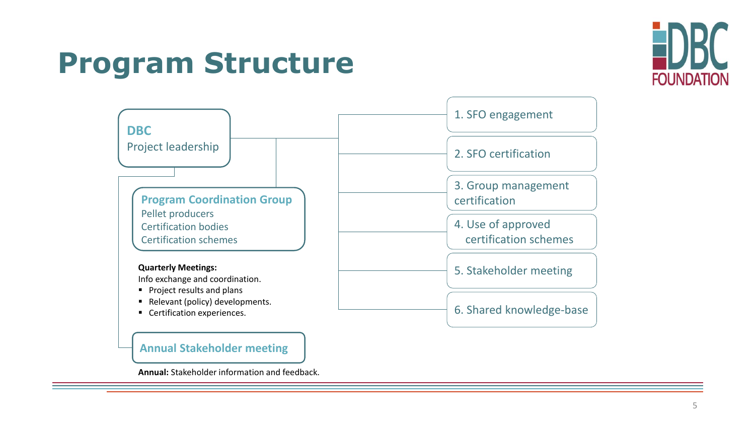# Program Structure

**DBC**
Project leadership

**Program Coordination Group**
Pellet producers
Certification bodies
Certification schemes

**Quarterly Meetings:**
Info exchange and coordination.

- Project results and plans
- Relevant (policy) developments.
- Certification experiences.

**Annual Stakeholder meeting**

**Annual:** Stakeholder information and feedback.

1. SFO engagement
2. SFO certification
3. Group management certification
4. Use of approved certification schemes
5. Stakeholder meeting
6. Shared knowledge-base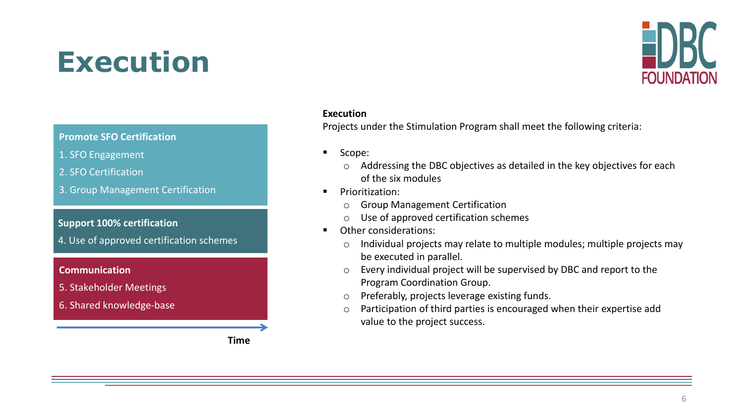# Execution

**Promote SFO Certification**

1. SFO Engagement
2. SFO Certification
3. Group Management Certification

**Support 100% certification**

4. Use of approved certification schemes

**Communication**

5. Stakeholder Meetings
6. Shared knowledge-base

**Time**

**Execution**

Projects under the Stimulation Program shall meet the following criteria:

- Scope:
  - Addressing the DBC objectives as detailed in the key objectives for each of the six modules
- Prioritization:
  - Group Management Certification
  - Use of approved certification schemes
- Other considerations:
  - Individual projects may relate to multiple modules; multiple projects may be executed in parallel.
  - Every individual project will be supervised by DBC and report to the Program Coordination Group.
  - Preferably, projects leverage existing funds.
  - Participation of third parties is encouraged when their expertise add value to the project success.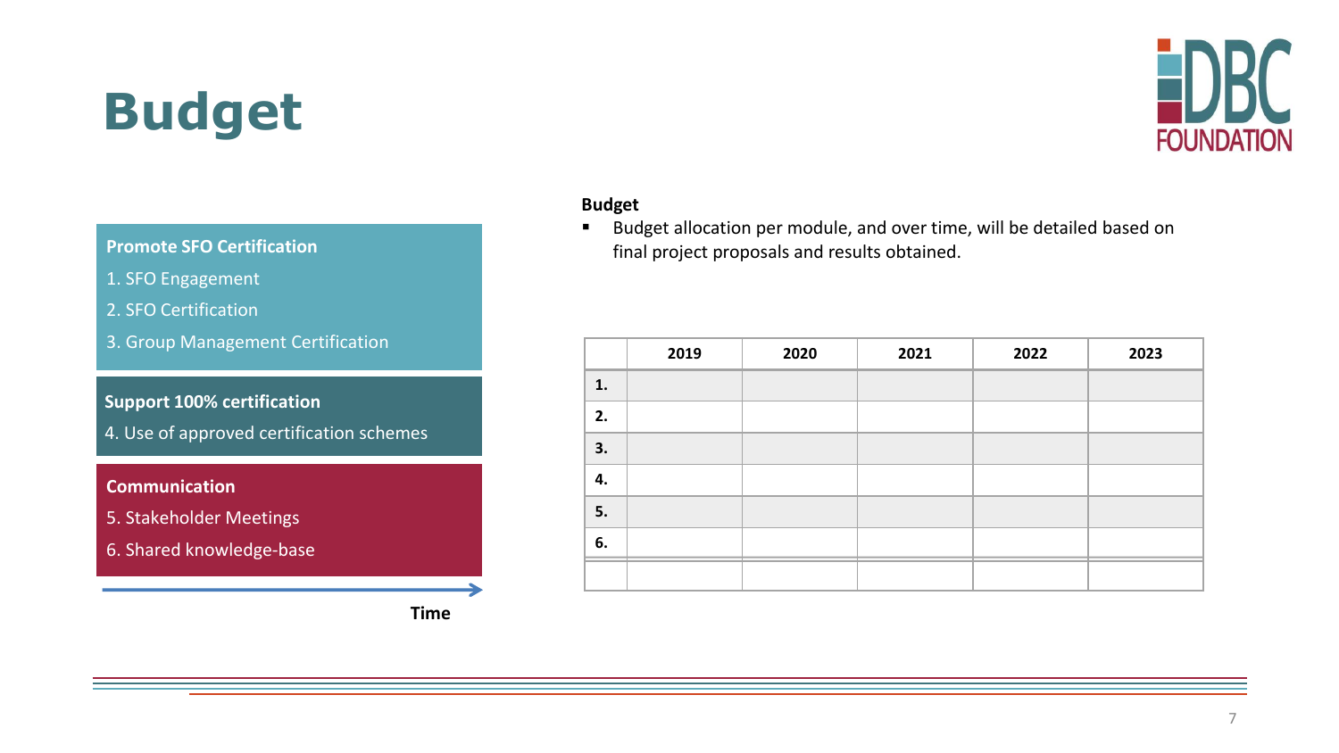# Budget

**Promote SFO Certification**

1. SFO Engagement
2. SFO Certification
3. Group Management Certification

**Support 100% certification**

4. Use of approved certification schemes

**Communication**

5. Stakeholder Meetings
6. Shared knowledge-base

Time

**Budget**

- Budget allocation per module, and over time, will be detailed based on final project proposals and results obtained.

| | 2019 | 2020 | 2021 | 2022 | 2023 |
|---|---|---|---|---|---|
| **1.** | | | | | |
| **2.** | | | | | |
| **3.** | | | | | |
| **4.** | | | | | |
| **5.** | | | | | |
| **6.** | | | | | |
| | | | | | |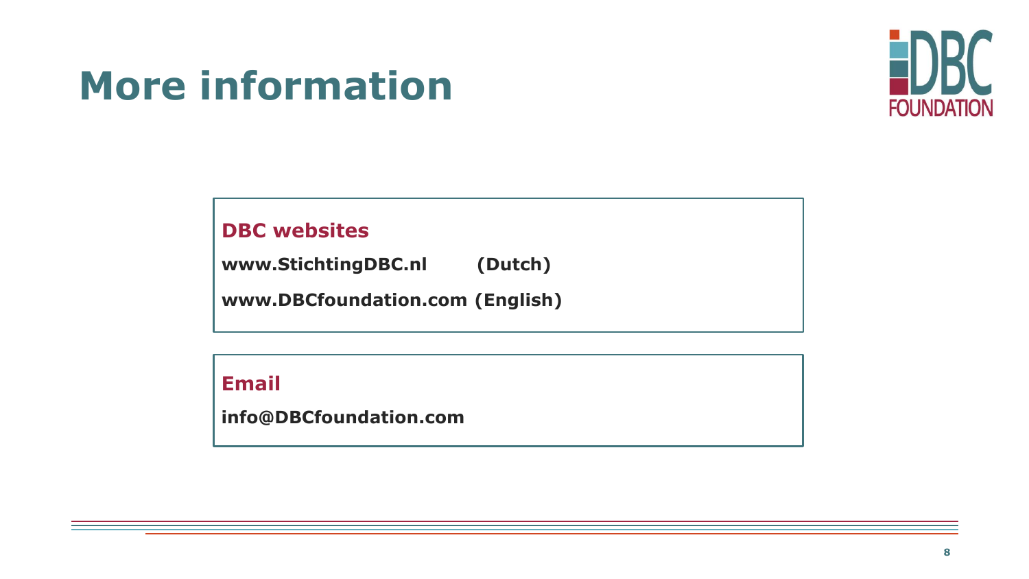# More information

DBC FOUNDATION

**DBC websites**

**www.StichtingDBC.nl (Dutch)**

**www.DBCfoundation.com (English)**

**Email**

**info@DBCfoundation.com**